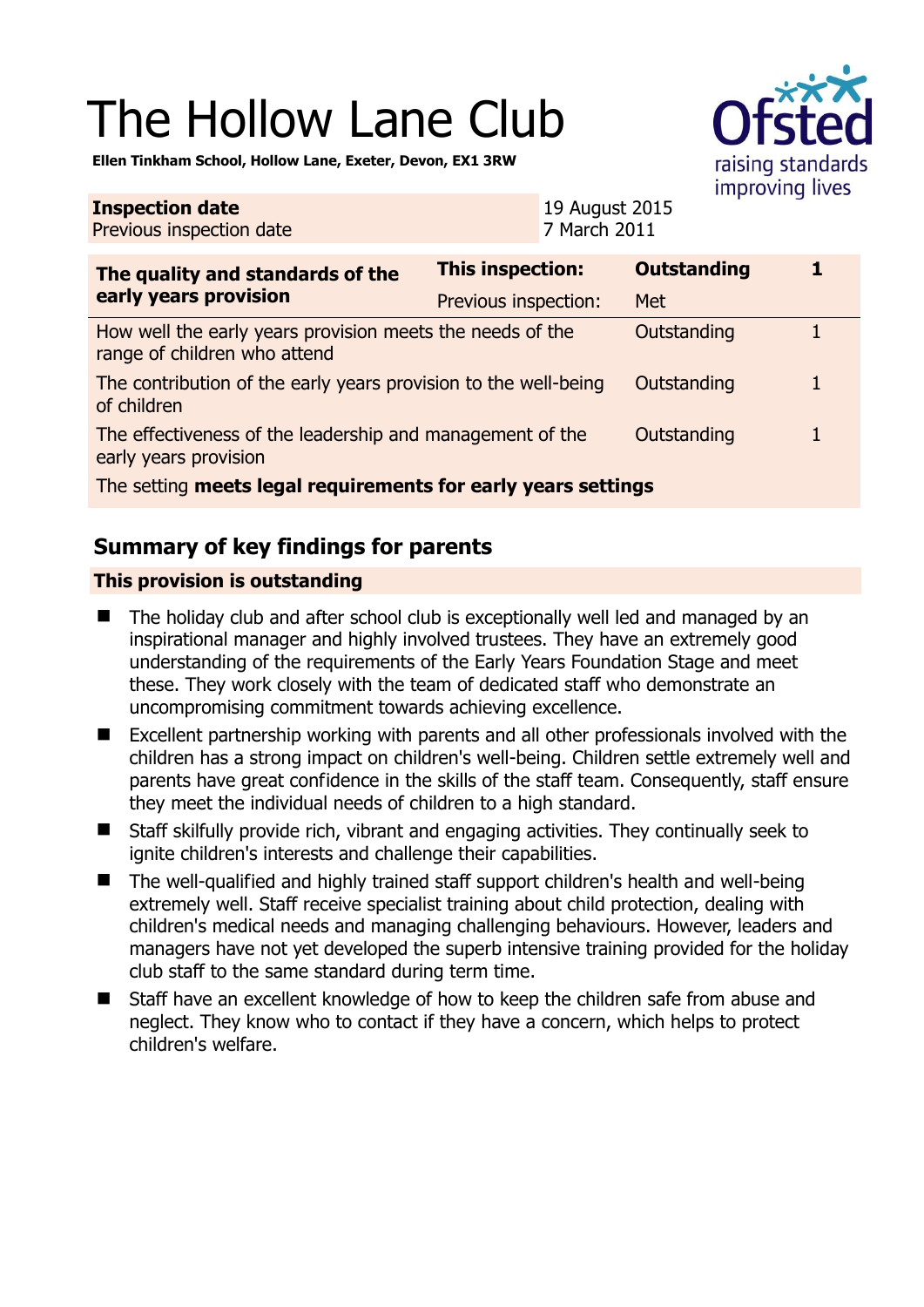# The Hollow Lane Club

**Ellen Tinkham School, Hollow Lane, Exeter, Devon, EX1 3RW**

| **Inspection date** | 19 August 2015 |
|---|---|
| Previous inspection date | 7 March 2011 |

| **The quality and standards of the early years provision** | **This inspection:** | **Outstanding** | **1** |
|---|---|---|---|
| | Previous inspection: | Met | |
| How well the early years provision meets the needs of the range of children who attend | | Outstanding | 1 |
| The contribution of the early years provision to the well-being of children | | Outstanding | 1 |
| The effectiveness of the leadership and management of the early years provision | | Outstanding | 1 |
| The setting **meets legal requirements for early years settings** | | | |

## Summary of key findings for parents

**This provision is outstanding**

- The holiday club and after school club is exceptionally well led and managed by an inspirational manager and highly involved trustees. They have an extremely good understanding of the requirements of the Early Years Foundation Stage and meet these. They work closely with the team of dedicated staff who demonstrate an uncompromising commitment towards achieving excellence.
- Excellent partnership working with parents and all other professionals involved with the children has a strong impact on children's well-being. Children settle extremely well and parents have great confidence in the skills of the staff team. Consequently, staff ensure they meet the individual needs of children to a high standard.
- Staff skilfully provide rich, vibrant and engaging activities. They continually seek to ignite children's interests and challenge their capabilities.
- The well-qualified and highly trained staff support children's health and well-being extremely well. Staff receive specialist training about child protection, dealing with children's medical needs and managing challenging behaviours. However, leaders and managers have not yet developed the superb intensive training provided for the holiday club staff to the same standard during term time.
- Staff have an excellent knowledge of how to keep the children safe from abuse and neglect. They know who to contact if they have a concern, which helps to protect children's welfare.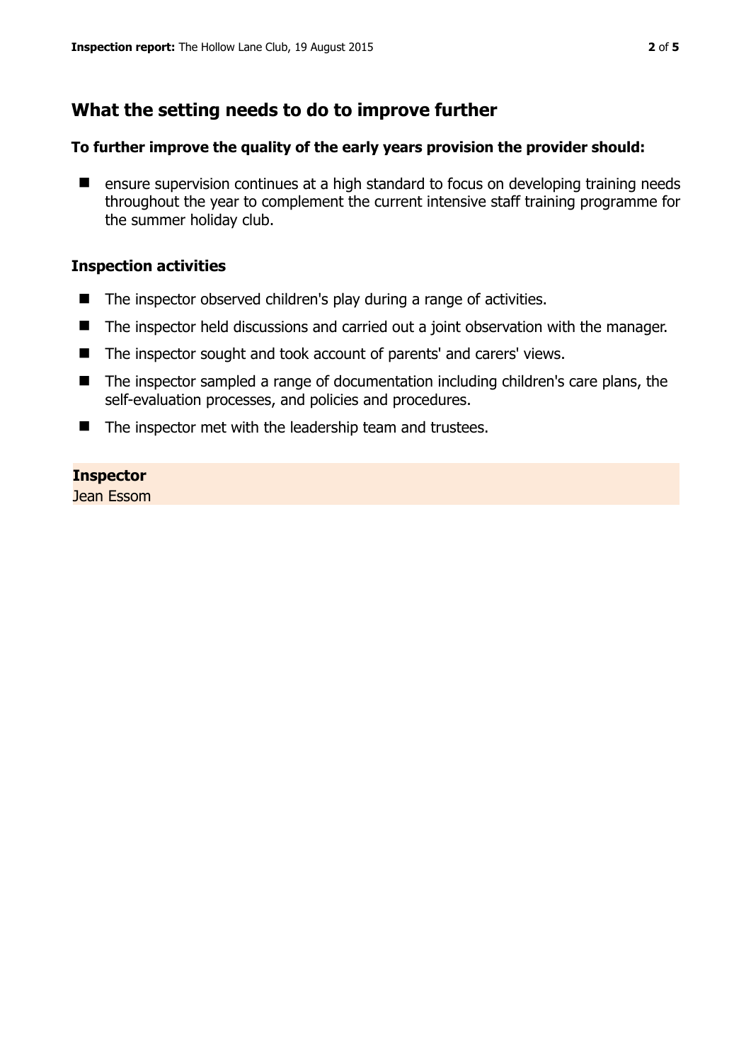## What the setting needs to do to improve further

**To further improve the quality of the early years provision the provider should:**

- ensure supervision continues at a high standard to focus on developing training needs throughout the year to complement the current intensive staff training programme for the summer holiday club.

### Inspection activities

- The inspector observed children's play during a range of activities.
- The inspector held discussions and carried out a joint observation with the manager.
- The inspector sought and took account of parents' and carers' views.
- The inspector sampled a range of documentation including children's care plans, the self-evaluation processes, and policies and procedures.
- The inspector met with the leadership team and trustees.

**Inspector**
Jean Essom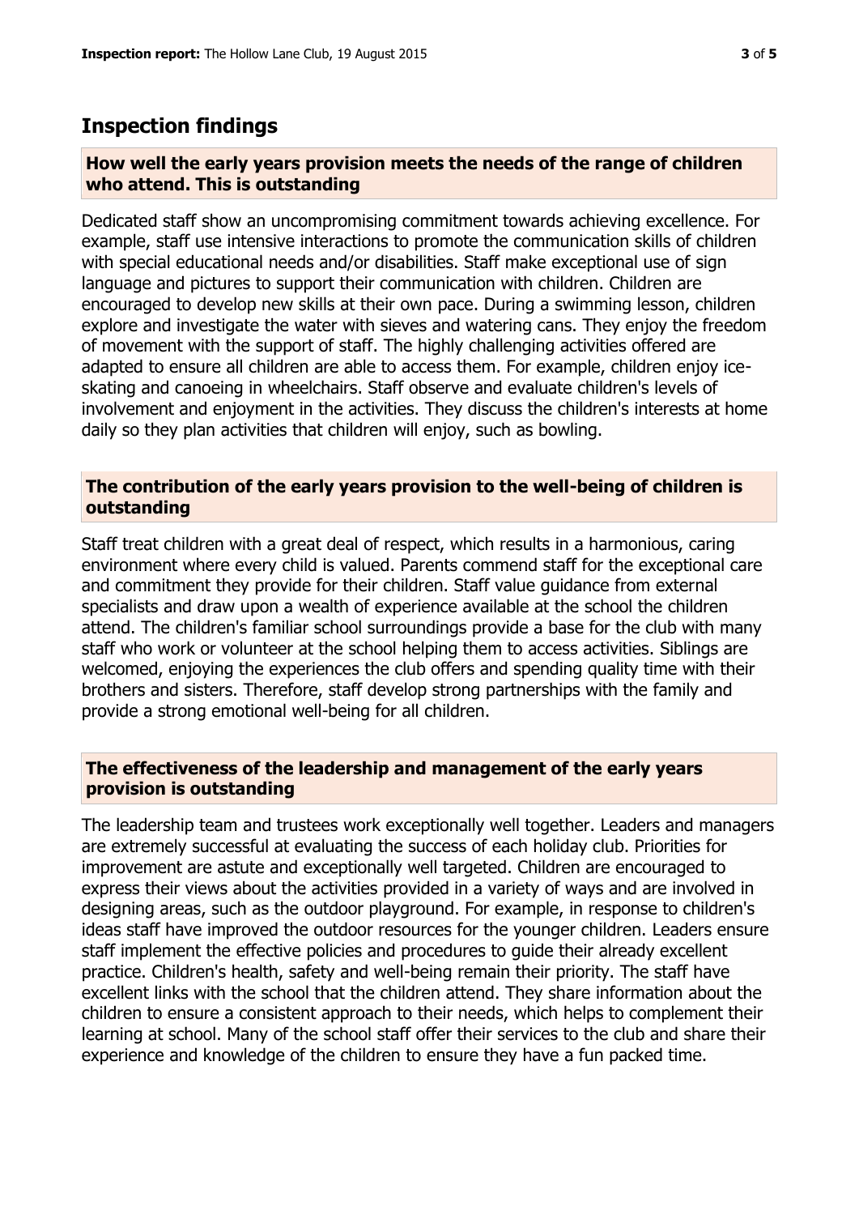## Inspection findings

### How well the early years provision meets the needs of the range of children who attend. This is outstanding

Dedicated staff show an uncompromising commitment towards achieving excellence. For example, staff use intensive interactions to promote the communication skills of children with special educational needs and/or disabilities. Staff make exceptional use of sign language and pictures to support their communication with children. Children are encouraged to develop new skills at their own pace. During a swimming lesson, children explore and investigate the water with sieves and watering cans. They enjoy the freedom of movement with the support of staff. The highly challenging activities offered are adapted to ensure all children are able to access them. For example, children enjoy ice-skating and canoeing in wheelchairs. Staff observe and evaluate children's levels of involvement and enjoyment in the activities. They discuss the children's interests at home daily so they plan activities that children will enjoy, such as bowling.

### The contribution of the early years provision to the well-being of children is outstanding

Staff treat children with a great deal of respect, which results in a harmonious, caring environment where every child is valued. Parents commend staff for the exceptional care and commitment they provide for their children. Staff value guidance from external specialists and draw upon a wealth of experience available at the school the children attend. The children's familiar school surroundings provide a base for the club with many staff who work or volunteer at the school helping them to access activities. Siblings are welcomed, enjoying the experiences the club offers and spending quality time with their brothers and sisters. Therefore, staff develop strong partnerships with the family and provide a strong emotional well-being for all children.

### The effectiveness of the leadership and management of the early years provision is outstanding

The leadership team and trustees work exceptionally well together. Leaders and managers are extremely successful at evaluating the success of each holiday club. Priorities for improvement are astute and exceptionally well targeted. Children are encouraged to express their views about the activities provided in a variety of ways and are involved in designing areas, such as the outdoor playground. For example, in response to children's ideas staff have improved the outdoor resources for the younger children. Leaders ensure staff implement the effective policies and procedures to guide their already excellent practice. Children's health, safety and well-being remain their priority. The staff have excellent links with the school that the children attend. They share information about the children to ensure a consistent approach to their needs, which helps to complement their learning at school. Many of the school staff offer their services to the club and share their experience and knowledge of the children to ensure they have a fun packed time.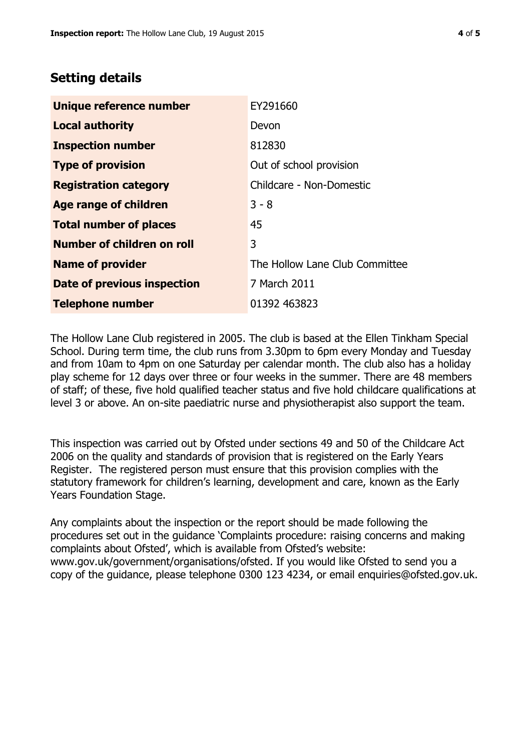## Setting details

| Unique reference number | EY291660 |
|---|---|
| Local authority | Devon |
| Inspection number | 812830 |
| Type of provision | Out of school provision |
| Registration category | Childcare - Non-Domestic |
| Age range of children | 3 - 8 |
| Total number of places | 45 |
| Number of children on roll | 3 |
| Name of provider | The Hollow Lane Club Committee |
| Date of previous inspection | 7 March 2011 |
| Telephone number | 01392 463823 |

The Hollow Lane Club registered in 2005. The club is based at the Ellen Tinkham Special School. During term time, the club runs from 3.30pm to 6pm every Monday and Tuesday and from 10am to 4pm on one Saturday per calendar month. The club also has a holiday play scheme for 12 days over three or four weeks in the summer. There are 48 members of staff; of these, five hold qualified teacher status and five hold childcare qualifications at level 3 or above. An on-site paediatric nurse and physiotherapist also support the team.

This inspection was carried out by Ofsted under sections 49 and 50 of the Childcare Act 2006 on the quality and standards of provision that is registered on the Early Years Register. The registered person must ensure that this provision complies with the statutory framework for children's learning, development and care, known as the Early Years Foundation Stage.

Any complaints about the inspection or the report should be made following the procedures set out in the guidance 'Complaints procedure: raising concerns and making complaints about Ofsted', which is available from Ofsted's website: www.gov.uk/government/organisations/ofsted. If you would like Ofsted to send you a copy of the guidance, please telephone 0300 123 4234, or email enquiries@ofsted.gov.uk.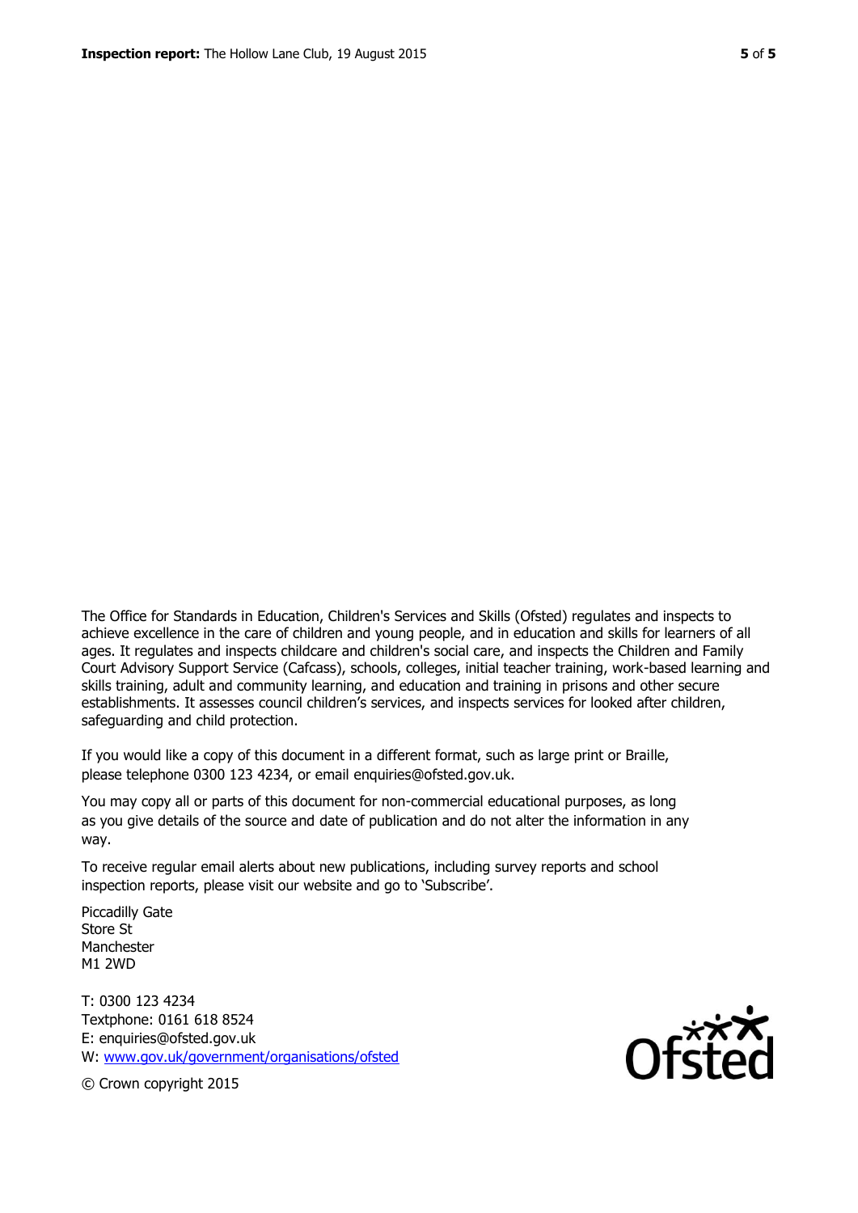The Office for Standards in Education, Children's Services and Skills (Ofsted) regulates and inspects to achieve excellence in the care of children and young people, and in education and skills for learners of all ages. It regulates and inspects childcare and children's social care, and inspects the Children and Family Court Advisory Support Service (Cafcass), schools, colleges, initial teacher training, work-based learning and skills training, adult and community learning, and education and training in prisons and other secure establishments. It assesses council children's services, and inspects services for looked after children, safeguarding and child protection.

If you would like a copy of this document in a different format, such as large print or Braille, please telephone 0300 123 4234, or email enquiries@ofsted.gov.uk.

You may copy all or parts of this document for non-commercial educational purposes, as long as you give details of the source and date of publication and do not alter the information in any way.

To receive regular email alerts about new publications, including survey reports and school inspection reports, please visit our website and go to 'Subscribe'.

Piccadilly Gate
Store St
Manchester
M1 2WD

T: 0300 123 4234
Textphone: 0161 618 8524
E: enquiries@ofsted.gov.uk
W: [www.gov.uk/government/organisations/ofsted](www.gov.uk/government/organisations/ofsted)

© Crown copyright 2015